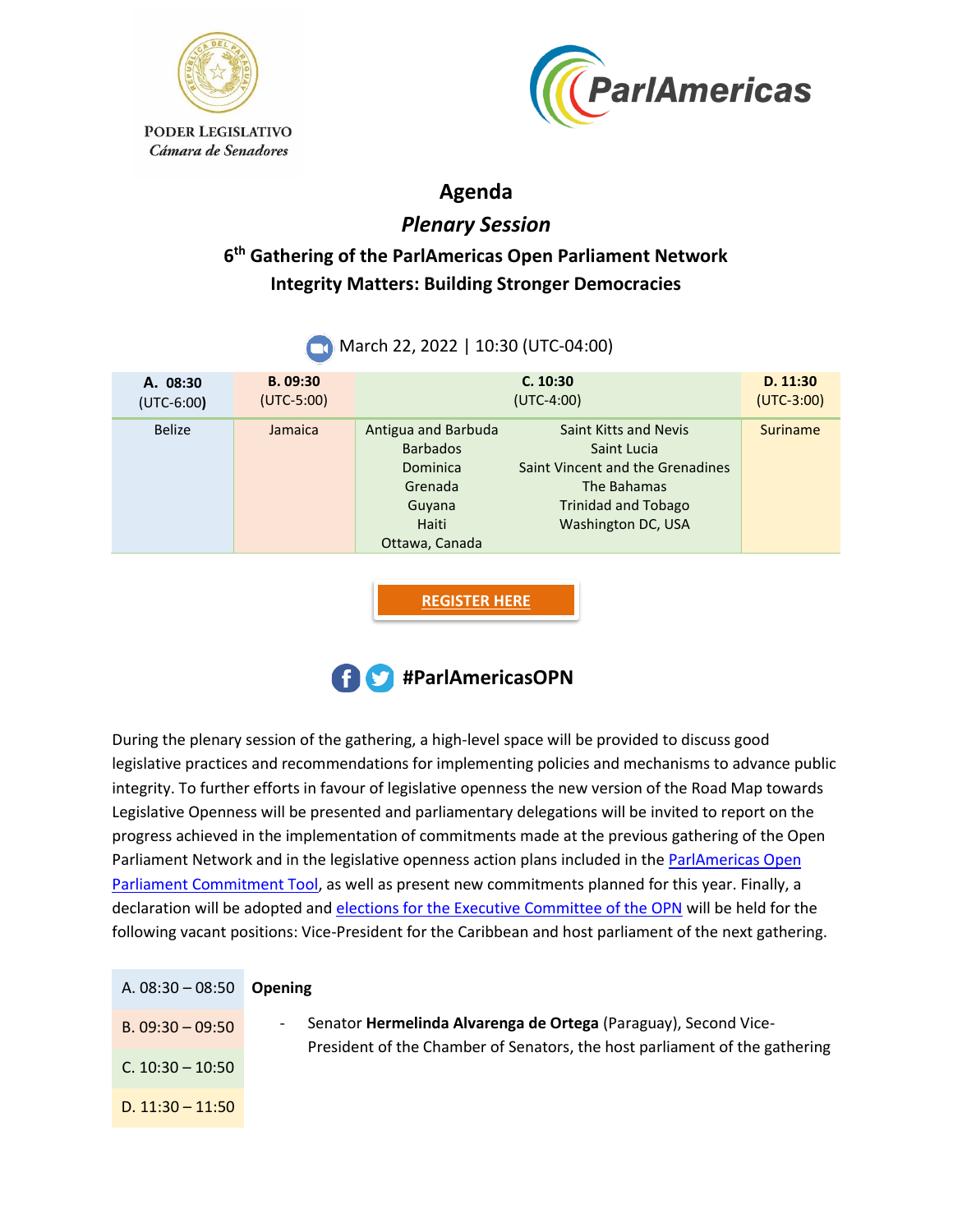PODER LEGISLATIVO
*Cámara de Senadores*

ParlAmericas

# Agenda

## *Plenary Session*

### 6th Gathering of the ParlAmericas Open Parliament Network
### Integrity Matters: Building Stronger Democracies

March 22, 2022 | 10:30 (UTC-04:00)

| **A. 08:30** (UTC-6:00) | **B. 09:30** (UTC-5:00) | **C. 10:30** (UTC-4:00) | | **D. 11:30** (UTC-3:00) |
|---|---|---|---|---|
| Belize | Jamaica | Antigua and Barbuda<br>Barbados<br>Dominica<br>Grenada<br>Guyana<br>Haiti<br>Ottawa, Canada | Saint Kitts and Nevis<br>Saint Lucia<br>Saint Vincent and the Grenadines<br>The Bahamas<br>Trinidad and Tobago<br>Washington DC, USA | Suriname |

**REGISTER HERE**

**#ParlAmericasOPN**

During the plenary session of the gathering, a high-level space will be provided to discuss good legislative practices and recommendations for implementing policies and mechanisms to advance public integrity. To further efforts in favour of legislative openness the new version of the Road Map towards Legislative Openness will be presented and parliamentary delegations will be invited to report on the progress achieved in the implementation of commitments made at the previous gathering of the Open Parliament Network and in the legislative openness action plans included in the ParlAmericas Open Parliament Commitment Tool, as well as present new commitments planned for this year. Finally, a declaration will be adopted and elections for the Executive Committee of the OPN will be held for the following vacant positions: Vice-President for the Caribbean and host parliament of the next gathering.

| | |
|---|---|
| A. 08:30 – 08:50<br>B. 09:30 – 09:50<br>C. 10:30 – 10:50<br>D. 11:30 – 11:50 | **Opening**<br>- Senator **Hermelinda Alvarenga de Ortega** (Paraguay), Second Vice-President of the Chamber of Senators, the host parliament of the gathering |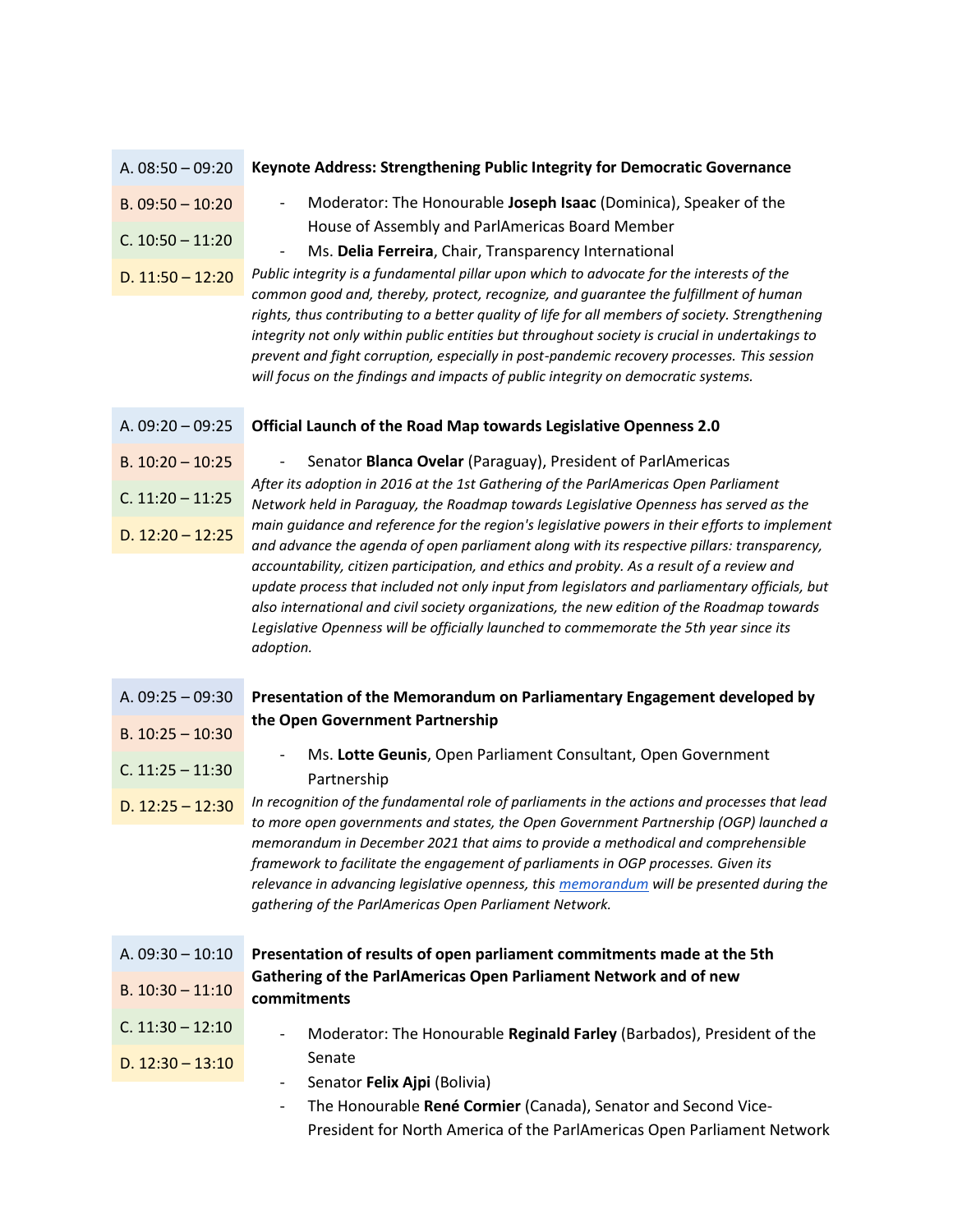A. 08:50 – 09:20
B. 09:50 – 10:20
C. 10:50 – 11:20
D. 11:50 – 12:20

**Keynote Address: Strengthening Public Integrity for Democratic Governance**

- Moderator: The Honourable **Joseph Isaac** (Dominica), Speaker of the House of Assembly and ParlAmericas Board Member
- Ms. **Delia Ferreira**, Chair, Transparency International

*Public integrity is a fundamental pillar upon which to advocate for the interests of the common good and, thereby, protect, recognize, and guarantee the fulfillment of human rights, thus contributing to a better quality of life for all members of society. Strengthening integrity not only within public entities but throughout society is crucial in undertakings to prevent and fight corruption, especially in post-pandemic recovery processes. This session will focus on the findings and impacts of public integrity on democratic systems.*

A. 09:20 – 09:25
B. 10:20 – 10:25
C. 11:20 – 11:25
D. 12:20 – 12:25

**Official Launch of the Road Map towards Legislative Openness 2.0**

- Senator **Blanca Ovelar** (Paraguay), President of ParlAmericas

*After its adoption in 2016 at the 1st Gathering of the ParlAmericas Open Parliament Network held in Paraguay, the Roadmap towards Legislative Openness has served as the main guidance and reference for the region's legislative powers in their efforts to implement and advance the agenda of open parliament along with its respective pillars: transparency, accountability, citizen participation, and ethics and probity. As a result of a review and update process that included not only input from legislators and parliamentary officials, but also international and civil society organizations, the new edition of the Roadmap towards Legislative Openness will be officially launched to commemorate the 5th year since its adoption.*

A. 09:25 – 09:30
B. 10:25 – 10:30
C. 11:25 – 11:30
D. 12:25 – 12:30

**Presentation of the Memorandum on Parliamentary Engagement developed by the Open Government Partnership**

- Ms. **Lotte Geunis**, Open Parliament Consultant, Open Government Partnership

*In recognition of the fundamental role of parliaments in the actions and processes that lead to more open governments and states, the Open Government Partnership (OGP) launched a memorandum in December 2021 that aims to provide a methodical and comprehensible framework to facilitate the engagement of parliaments in OGP processes. Given its relevance in advancing legislative openness, this memorandum will be presented during the gathering of the ParlAmericas Open Parliament Network.*

A. 09:30 – 10:10
B. 10:30 – 11:10
C. 11:30 – 12:10
D. 12:30 – 13:10

**Presentation of results of open parliament commitments made at the 5th Gathering of the ParlAmericas Open Parliament Network and of new commitments**

- Moderator: The Honourable **Reginald Farley** (Barbados), President of the Senate
- Senator **Felix Ajpi** (Bolivia)
- The Honourable **René Cormier** (Canada), Senator and Second Vice-President for North America of the ParlAmericas Open Parliament Network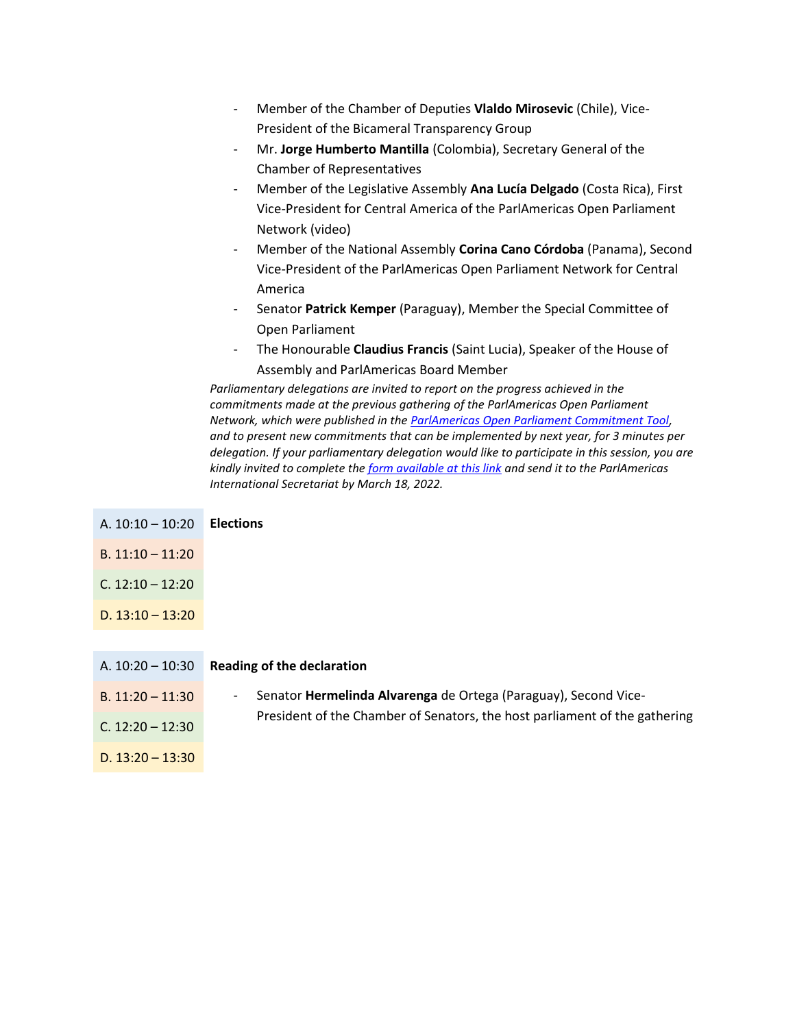- Member of the Chamber of Deputies **Vlaldo Mirosevic** (Chile), Vice-President of the Bicameral Transparency Group
- Mr. **Jorge Humberto Mantilla** (Colombia), Secretary General of the Chamber of Representatives
- Member of the Legislative Assembly **Ana Lucía Delgado** (Costa Rica), First Vice-President for Central America of the ParlAmericas Open Parliament Network (video)
- Member of the National Assembly **Corina Cano Córdoba** (Panama), Second Vice-President of the ParlAmericas Open Parliament Network for Central America
- Senator **Patrick Kemper** (Paraguay), Member the Special Committee of Open Parliament
- The Honourable **Claudius Francis** (Saint Lucia), Speaker of the House of Assembly and ParlAmericas Board Member

*Parliamentary delegations are invited to report on the progress achieved in the commitments made at the previous gathering of the ParlAmericas Open Parliament Network, which were published in the [ParlAmericas Open Parliament Commitment Tool](), and to present new commitments that can be implemented by next year, for 3 minutes per delegation. If your parliamentary delegation would like to participate in this session, you are kindly invited to complete the [form available at this link]() and send it to the ParlAmericas International Secretariat by March 18, 2022.*

| | |
|---|---|
| A. 10:10 – 10:20 | **Elections** |
| B. 11:10 – 11:20 | |
| C. 12:10 – 12:20 | |
| D. 13:10 – 13:20 | |

| | |
|---|---|
| A. 10:20 – 10:30 | **Reading of the declaration** |
| B. 11:20 – 11:30 | - Senator **Hermelinda Alvarenga** de Ortega (Paraguay), Second Vice-President of the Chamber of Senators, the host parliament of the gathering |
| C. 12:20 – 12:30 | |
| D. 13:20 – 13:30 | |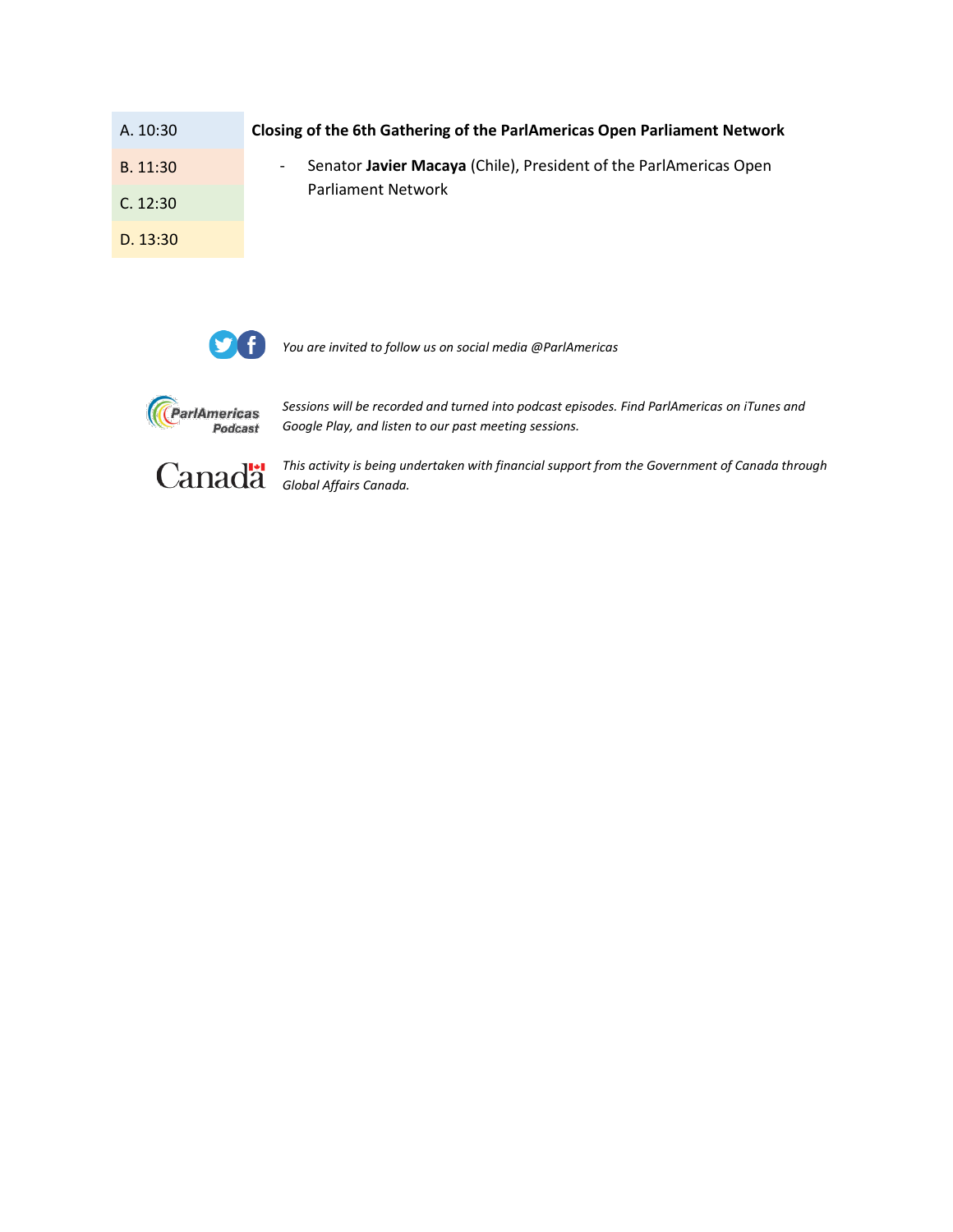| | |
|---|---|
| A. 10:30 | **Closing of the 6th Gathering of the ParlAmericas Open Parliament Network** |
| B. 11:30 | - Senator **Javier Macaya** (Chile), President of the ParlAmericas Open Parliament Network |
| C. 12:30 | |
| D. 13:30 | |

*You are invited to follow us on social media @ParlAmericas*

*Sessions will be recorded and turned into podcast episodes. Find ParlAmericas on iTunes and Google Play, and listen to our past meeting sessions.*

*This activity is being undertaken with financial support from the Government of Canada through Global Affairs Canada.*